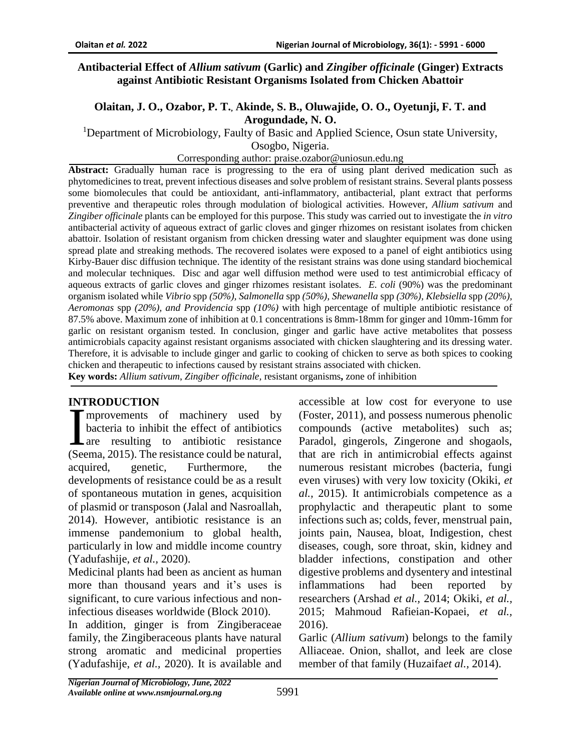# Antibacterial Effect of *Allium sativum* (Garlic) and *Zingiber officinale* (Ginger) Extracts against Antibiotic Resistant Organisms Isolated from Chicken Abattoir

**Olaitan, J. O., Ozabor, P. T., Akinde, S. B., Oluwajide, O. O., Oyetunji, F. T. and Arogundade, N. O.**

[1]Department of Microbiology, Faulty of Basic and Applied Science, Osun state University, Osogbo, Nigeria.

Corresponding author: praise.ozabor@uniosun.edu.ng

**Abstract:** Gradually human race is progressing to the era of using plant derived medication such as phytomedicines to treat, prevent infectious diseases and solve problem of resistant strains. Several plants possess some biomolecules that could be antioxidant, anti-inflammatory, antibacterial, plant extract that performs preventive and therapeutic roles through modulation of biological activities. However, *Allium sativum* and *Zingiber officinale* plants can be employed for this purpose. This study was carried out to investigate the *in vitro* antibacterial activity of aqueous extract of garlic cloves and ginger rhizomes on resistant isolates from chicken abattoir. Isolation of resistant organism from chicken dressing water and slaughter equipment was done using spread plate and streaking methods. The recovered isolates were exposed to a panel of eight antibiotics using Kirby-Bauer disc diffusion technique. The identity of the resistant strains was done using standard biochemical and molecular techniques. Disc and agar well diffusion method were used to test antimicrobial efficacy of aqueous extracts of garlic cloves and ginger rhizomes resistant isolates. *E. coli* (90%) was the predominant organism isolated while *Vibrio* spp *(50%), Salmonella* spp *(50%), Shewanella* spp *(30%), Klebsiella* spp *(20%), Aeromonas* spp *(20%), and Providencia* spp *(10%)* with high percentage of multiple antibiotic resistance of 87.5% above. Maximum zone of inhibition at 0.1 concentrations is 8mm-18mm for ginger and 10mm-16mm for garlic on resistant organism tested. In conclusion, ginger and garlic have active metabolites that possess antimicrobials capacity against resistant organisms associated with chicken slaughtering and its dressing water. Therefore, it is advisable to include ginger and garlic to cooking of chicken to serve as both spices to cooking chicken and therapeutic to infections caused by resistant strains associated with chicken.

**Key words:** *Allium sativum*, *Zingiber officinale,* resistant organisms**,** zone of inhibition

## INTRODUCTION

Improvements of machinery used by bacteria to inhibit the effect of antibiotics are resulting to antibiotic resistance (Seema, 2015). The resistance could be natural, acquired, genetic, Furthermore, the developments of resistance could be as a result of spontaneous mutation in genes, acquisition of plasmid or transposon (Jalal and Nasroallah, 2014). However, antibiotic resistance is an immense pandemonium to global health, particularly in low and middle income country (Yadufashije, *et al.,* 2020).

Medicinal plants had been as ancient as human more than thousand years and it's uses is significant, to cure various infectious and non-infectious diseases worldwide (Block 2010).

In addition, ginger is from Zingiberaceae family, the Zingiberaceous plants have natural strong aromatic and medicinal properties (Yadufashije, *et al.,* 2020). It is available and accessible at low cost for everyone to use (Foster, 2011), and possess numerous phenolic compounds (active metabolites) such as; Paradol, gingerols, Zingerone and shogaols, that are rich in antimicrobial effects against numerous resistant microbes (bacteria, fungi even viruses) with very low toxicity (Okiki, *et al.,* 2015). It antimicrobials competence as a prophylactic and therapeutic plant to some infections such as; colds, fever, menstrual pain, joints pain, Nausea, bloat, Indigestion, chest diseases, cough, sore throat, skin, kidney and bladder infections, constipation and other digestive problems and dysentery and intestinal inflammations had been reported by researchers (Arshad *et al.,* 2014; Okiki, *et al.,* 2015; Mahmoud Rafieian-Kopaei, *et al.,* 2016).

Garlic (*Allium sativum*) belongs to the family Alliaceae. Onion, shallot, and leek are close member of that family (Huzaifa*et al.,* 2014).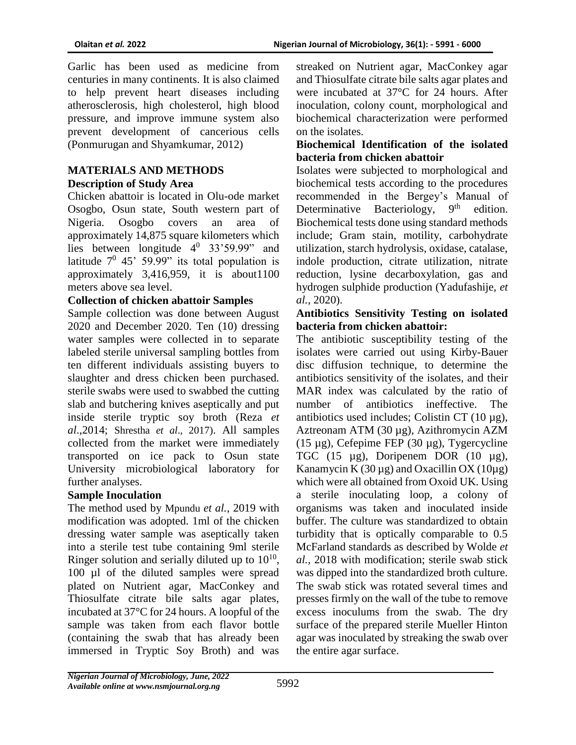Garlic has been used as medicine from centuries in many continents. It is also claimed to help prevent heart diseases including atherosclerosis, high cholesterol, high blood pressure, and improve immune system also prevent development of cancerious cells (Ponmurugan and Shyamkumar, 2012)

## MATERIALS AND METHODS

### Description of Study Area

Chicken abattoir is located in Olu-ode market Osogbo, Osun state, South western part of Nigeria. Osogbo covers an area of approximately 14,875 square kilometers which lies between longitude $4^0$ 33'59.99" and latitude $7^0$ 45' 59.99" its total population is approximately 3,416,959, it is about1100 meters above sea level.

### Collection of chicken abattoir Samples

Sample collection was done between August 2020 and December 2020. Ten (10) dressing water samples were collected in to separate labeled sterile universal sampling bottles from ten different individuals assisting buyers to slaughter and dress chicken been purchased. sterile swabs were used to swabbed the cutting slab and butchering knives aseptically and put inside sterile tryptic soy broth (Reza *et al*.,2014; Shrestha *et al*., 2017). All samples collected from the market were immediately transported on ice pack to Osun state University microbiological laboratory for further analyses.

### Sample Inoculation

The method used by Mpundu *et al.,* 2019 with modification was adopted. 1ml of the chicken dressing water sample was aseptically taken into a sterile test tube containing 9ml sterile Ringer solution and serially diluted up to $10^{10}$, 100 µl of the diluted samples were spread plated on Nutrient agar, MacConkey and Thiosulfate citrate bile salts agar plates, incubated at 37°C for 24 hours. A loopful of the sample was taken from each flavor bottle (containing the swab that has already been immersed in Tryptic Soy Broth) and was streaked on Nutrient agar, MacConkey agar and Thiosulfate citrate bile salts agar plates and were incubated at 37°C for 24 hours. After inoculation, colony count, morphological and biochemical characterization were performed on the isolates.

### Biochemical Identification of the isolated bacteria from chicken abattoir

Isolates were subjected to morphological and biochemical tests according to the procedures recommended in the Bergey's Manual of Determinative Bacteriology, 9th edition. Biochemical tests done using standard methods include; Gram stain, motility, carbohydrate utilization, starch hydrolysis, oxidase, catalase, indole production, citrate utilization, nitrate reduction, lysine decarboxylation, gas and hydrogen sulphide production (Yadufashije, *et al.,* 2020).

### Antibiotics Sensitivity Testing on isolated bacteria from chicken abattoir:

The antibiotic susceptibility testing of the isolates were carried out using Kirby-Bauer disc diffusion technique, to determine the antibiotics sensitivity of the isolates, and their MAR index was calculated by the ratio of number of antibiotics ineffective. The antibiotics used includes; Colistin CT (10 µg), Aztreonam ATM (30 µg), Azithromycin AZM (15 µg), Cefepime FEP (30 µg), Tygercycline TGC (15 µg), Doripenem DOR (10 µg), Kanamycin K (30 µg) and Oxacillin OX (10µg) which were all obtained from Oxoid UK. Using a sterile inoculating loop, a colony of organisms was taken and inoculated inside buffer. The culture was standardized to obtain turbidity that is optically comparable to 0.5 McFarland standards as described by Wolde *et al.,* 2018 with modification; sterile swab stick was dipped into the standardized broth culture. The swab stick was rotated several times and presses firmly on the wall of the tube to remove excess inoculums from the swab. The dry surface of the prepared sterile Mueller Hinton agar was inoculated by streaking the swab over the entire agar surface.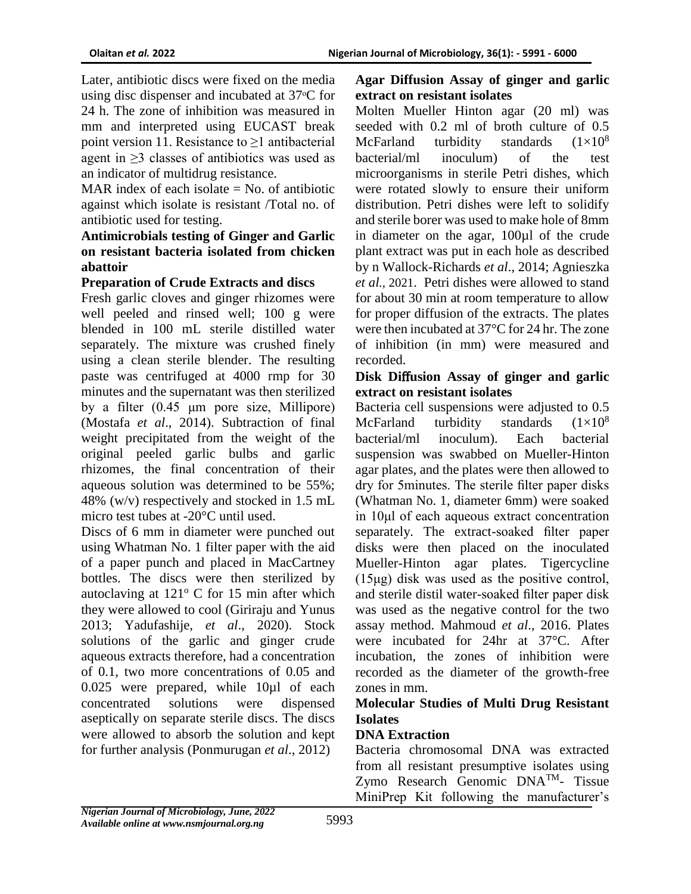Later, antibiotic discs were fixed on the media using disc dispenser and incubated at 37°C for 24 h. The zone of inhibition was measured in mm and interpreted using EUCAST break point version 11. Resistance to ≥1 antibacterial agent in ≥3 classes of antibiotics was used as an indicator of multidrug resistance.

MAR index of each isolate = No. of antibiotic against which isolate is resistant /Total no. of antibiotic used for testing.

**Antimicrobials testing of Ginger and Garlic on resistant bacteria isolated from chicken abattoir**

**Preparation of Crude Extracts and discs**

Fresh garlic cloves and ginger rhizomes were well peeled and rinsed well; 100 g were blended in 100 mL sterile distilled water separately. The mixture was crushed finely using a clean sterile blender. The resulting paste was centrifuged at 4000 rmp for 30 minutes and the supernatant was then sterilized by a filter (0.45 μm pore size, Millipore) (Mostafa *et al*., 2014). Subtraction of final weight precipitated from the weight of the original peeled garlic bulbs and garlic rhizomes, the final concentration of their aqueous solution was determined to be 55%; 48% (w/v) respectively and stocked in 1.5 mL micro test tubes at -20°C until used.

Discs of 6 mm in diameter were punched out using Whatman No. 1 filter paper with the aid of a paper punch and placed in MacCartney bottles. The discs were then sterilized by autoclaving at 121° C for 15 min after which they were allowed to cool (Giriraju and Yunus 2013; Yadufashije, *et al*., 2020). Stock solutions of the garlic and ginger crude aqueous extracts therefore, had a concentration of 0.1, two more concentrations of 0.05 and 0.025 were prepared, while 10µl of each concentrated solutions were dispensed aseptically on separate sterile discs. The discs were allowed to absorb the solution and kept for further analysis (Ponmurugan *et al*., 2012)

**Agar Diffusion Assay of ginger and garlic extract on resistant isolates**

Molten Mueller Hinton agar (20 ml) was seeded with 0.2 ml of broth culture of 0.5 McFarland turbidity standards ($1{\times}10^8$ bacterial/ml inoculum) of the test microorganisms in sterile Petri dishes, which were rotated slowly to ensure their uniform distribution. Petri dishes were left to solidify and sterile borer was used to make hole of 8mm in diameter on the agar, 100µl of the crude plant extract was put in each hole as described by n Wallock-Richards *et al*., 2014; Agnieszka *et al.,* 2021. Petri dishes were allowed to stand for about 30 min at room temperature to allow for proper diffusion of the extracts. The plates were then incubated at 37°C for 24 hr. The zone of inhibition (in mm) were measured and recorded.

**Disk Diffusion Assay of ginger and garlic extract on resistant isolates**

Bacteria cell suspensions were adjusted to 0.5 McFarland turbidity standards ($1{\times}10^8$ bacterial/ml inoculum). Each bacterial suspension was swabbed on Mueller-Hinton agar plates, and the plates were then allowed to dry for 5minutes. The sterile filter paper disks (Whatman No. 1, diameter 6mm) were soaked in 10μl of each aqueous extract concentration separately. The extract-soaked filter paper disks were then placed on the inoculated Mueller-Hinton agar plates. Tigercycline (15μg) disk was used as the positive control, and sterile distil water-soaked filter paper disk was used as the negative control for the two assay method. Mahmoud *et al*., 2016. Plates were incubated for 24hr at 37°C. After incubation, the zones of inhibition were recorded as the diameter of the growth-free zones in mm.

**Molecular Studies of Multi Drug Resistant Isolates**

**DNA Extraction**

Bacteria chromosomal DNA was extracted from all resistant presumptive isolates using Zymo Research Genomic DNA™- Tissue MiniPrep Kit following the manufacturer's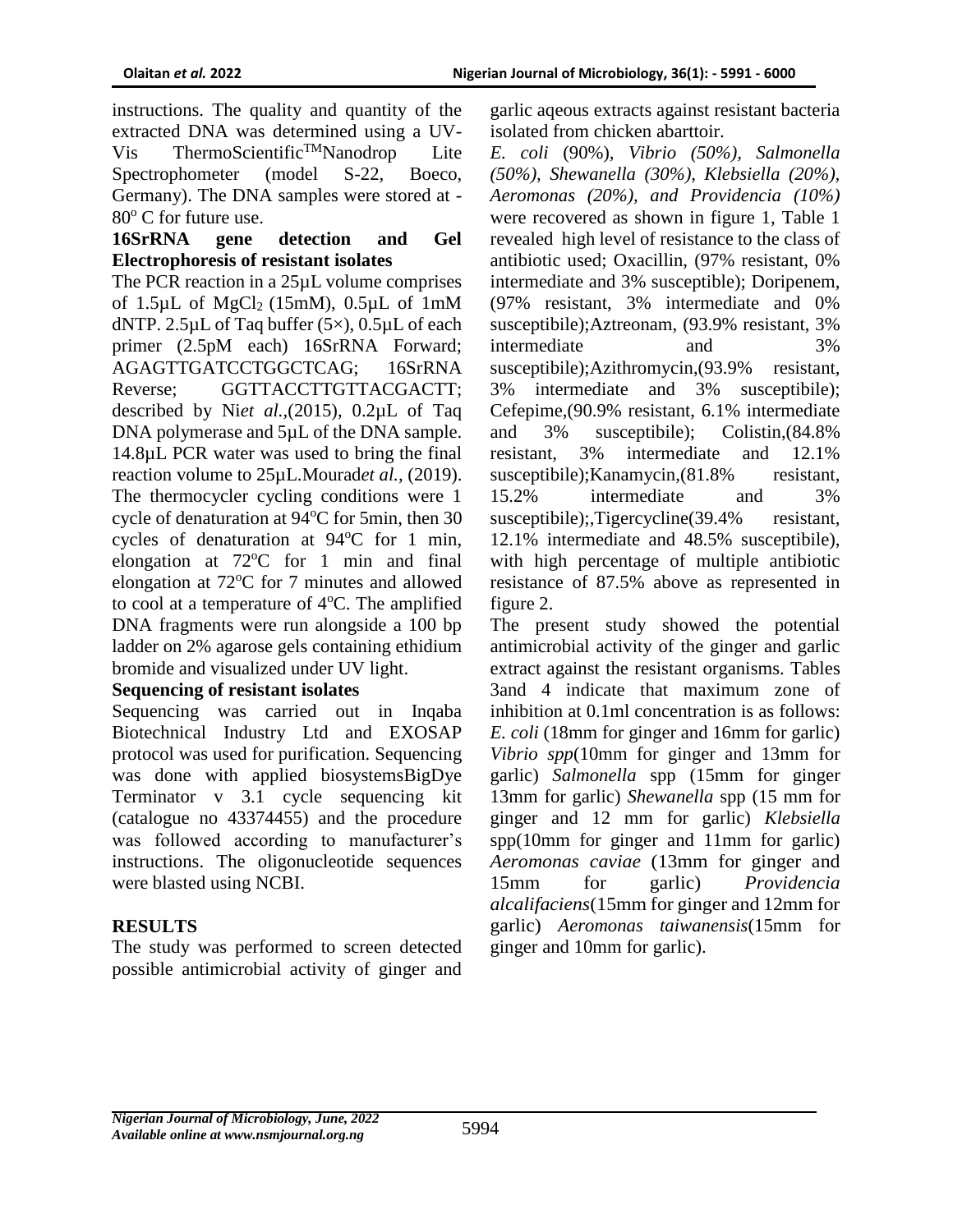instructions. The quality and quantity of the extracted DNA was determined using a UV-Vis ThermoScientific™Nanodrop Lite Spectrophometer (model S-22, Boeco, Germany). The DNA samples were stored at -80° C for future use.

**16SrRNA gene detection and Gel Electrophoresis of resistant isolates**

The PCR reaction in a 25µL volume comprises of 1.5µL of $MgCl_2$ (15mM), 0.5µL of 1mM dNTP. 2.5µL of Taq buffer (5×), 0.5µL of each primer (2.5pM each) 16SrRNA Forward; AGAGTTGATCCTGGCTCAG; 16SrRNA Reverse; GGTTACCTTGTTACGACTT; described by Ni*et al.*,(2015), 0.2µL of Taq DNA polymerase and 5µL of the DNA sample. 14.8µL PCR water was used to bring the final reaction volume to 25µL.Mourad*et al.,* (2019). The thermocycler cycling conditions were 1 cycle of denaturation at 94°C for 5min, then 30 cycles of denaturation at 94°C for 1 min, elongation at 72°C for 1 min and final elongation at 72°C for 7 minutes and allowed to cool at a temperature of 4°C. The amplified DNA fragments were run alongside a 100 bp ladder on 2% agarose gels containing ethidium bromide and visualized under UV light.

**Sequencing of resistant isolates**

Sequencing was carried out in Inqaba Biotechnical Industry Ltd and EXOSAP protocol was used for purification. Sequencing was done with applied biosystemsBigDye Terminator v 3.1 cycle sequencing kit (catalogue no 43374455) and the procedure was followed according to manufacturer's instructions. The oligonucleotide sequences were blasted using NCBI.

## RESULTS

The study was performed to screen detected possible antimicrobial activity of ginger and garlic aqeous extracts against resistant bacteria isolated from chicken abarttoir.

*E. coli* (90%), *Vibrio (50%), Salmonella (50%), Shewanella (30%), Klebsiella (20%), Aeromonas (20%), and Providencia (10%)* were recovered as shown in figure 1, Table 1 revealed high level of resistance to the class of antibiotic used; Oxacillin, (97% resistant, 0% intermediate and 3% susceptible); Doripenem, (97% resistant, 3% intermediate and 0% susceptibile);Aztreonam, (93.9% resistant, 3% intermediate and 3% susceptibile);Azithromycin,(93.9% resistant, 3% intermediate and 3% susceptibile); Cefepime,(90.9% resistant, 6.1% intermediate and 3% susceptibile); Colistin,(84.8% resistant, 3% intermediate and 12.1% susceptibile);Kanamycin,(81.8% resistant, 15.2% intermediate and 3% susceptibile);,Tigercycline(39.4% resistant, 12.1% intermediate and 48.5% susceptibile), with high percentage of multiple antibiotic resistance of 87.5% above as represented in figure 2.

The present study showed the potential antimicrobial activity of the ginger and garlic extract against the resistant organisms. Tables 3and 4 indicate that maximum zone of inhibition at 0.1ml concentration is as follows: *E. coli* (18mm for ginger and 16mm for garlic) *Vibrio spp*(10mm for ginger and 13mm for garlic) *Salmonella* spp (15mm for ginger 13mm for garlic) *Shewanella* spp (15 mm for ginger and 12 mm for garlic) *Klebsiella* spp(10mm for ginger and 11mm for garlic) *Aeromonas caviae* (13mm for ginger and 15mm for garlic) *Providencia alcalifaciens*(15mm for ginger and 12mm for garlic) *Aeromonas taiwanensis*(15mm for ginger and 10mm for garlic).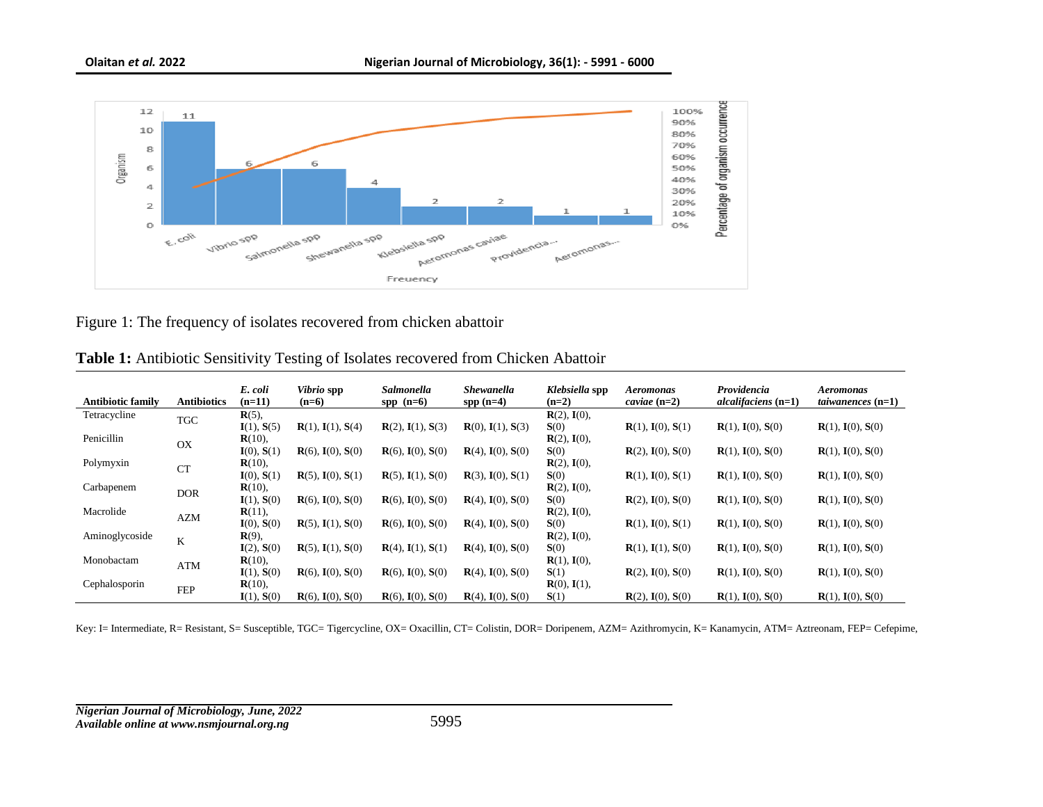Figure 1: The frequency of isolates recovered from chicken abattoir

**Table 1:** Antibiotic Sensitivity Testing of Isolates recovered from Chicken Abattoir

| Antibiotic family | Antibiotics | *E. coli* (n=11) | *Vibrio* spp (n=6) | *Salmonella* spp (n=6) | *Shewanella* spp (n=4) | *Klebsiella* spp (n=2) | *Aeromonas caviae* (n=2) | *Providencia alcalifaciens* (n=1) | *Aeromonas taiwanences* (n=1) |
|---|---|---|---|---|---|---|---|---|---|
| Tetracycline | TGC | **R**(5), **I**(1), **S**(5) | **R**(1), **I**(1), **S**(4) | **R**(2), **I**(1), **S**(3) | **R**(0), **I**(1), **S**(3) | **R**(2), **I**(0), **S**(0) | **R**(1), **I**(0), **S**(1) | **R**(1), **I**(0), **S**(0) | **R**(1), **I**(0), **S**(0) |
| Penicillin | OX | **R**(10), **I**(0), **S**(1) | **R**(6), **I**(0), **S**(0) | **R**(6), **I**(0), **S**(0) | **R**(4), **I**(0), **S**(0) | **R**(2), **I**(0), **S**(0) | **R**(2), **I**(0), **S**(0) | **R**(1), **I**(0), **S**(0) | **R**(1), **I**(0), **S**(0) |
| Polymyxin | CT | **R**(10), **I**(0), **S**(1) | **R**(5), **I**(0), **S**(1) | **R**(5), **I**(1), **S**(0) | **R**(3), **I**(0), **S**(1) | **R**(2), **I**(0), **S**(0) | **R**(1), **I**(0), **S**(1) | **R**(1), **I**(0), **S**(0) | **R**(1), **I**(0), **S**(0) |
| Carbapenem | DOR | **R**(10), **I**(1), **S**(0) | **R**(6), **I**(0), **S**(0) | **R**(6), **I**(0), **S**(0) | **R**(4), **I**(0), **S**(0) | **R**(2), **I**(0), **S**(0) | **R**(2), **I**(0), **S**(0) | **R**(1), **I**(0), **S**(0) | **R**(1), **I**(0), **S**(0) |
| Macrolide | AZM | **R**(11), **I**(0), **S**(0) | **R**(5), **I**(1), **S**(0) | **R**(6), **I**(0), **S**(0) | **R**(4), **I**(0), **S**(0) | **R**(2), **I**(0), **S**(0) | **R**(1), **I**(0), **S**(1) | **R**(1), **I**(0), **S**(0) | **R**(1), **I**(0), **S**(0) |
| Aminoglycoside | K | **R**(9), **I**(2), **S**(0) | **R**(5), **I**(1), **S**(0) | **R**(4), **I**(1), **S**(1) | **R**(4), **I**(0), **S**(0) | **R**(2), **I**(0), **S**(0) | **R**(1), **I**(1), **S**(0) | **R**(1), **I**(0), **S**(0) | **R**(1), **I**(0), **S**(0) |
| Monobactam | ATM | **R**(10), **I**(1), **S**(0) | **R**(6), **I**(0), **S**(0) | **R**(6), **I**(0), **S**(0) | **R**(4), **I**(0), **S**(0) | **R**(1), **I**(0), **S**(1) | **R**(2), **I**(0), **S**(0) | **R**(1), **I**(0), **S**(0) | **R**(1), **I**(0), **S**(0) |
| Cephalosporin | FEP | **R**(10), **I**(1), **S**(0) | **R**(6), **I**(0), **S**(0) | **R**(6), **I**(0), **S**(0) | **R**(4), **I**(0), **S**(0) | **R**(0), **I**(1), **S**(1) | **R**(2), **I**(0), **S**(0) | **R**(1), **I**(0), **S**(0) | **R**(1), **I**(0), **S**(0) |

Key: I= Intermediate, R= Resistant, S= Susceptible, TGC= Tigercycline, OX= Oxacillin, CT= Colistin, DOR= Doripenem, AZM= Azithromycin, K= Kanamycin, ATM= Aztreonam, FEP= Cefepime,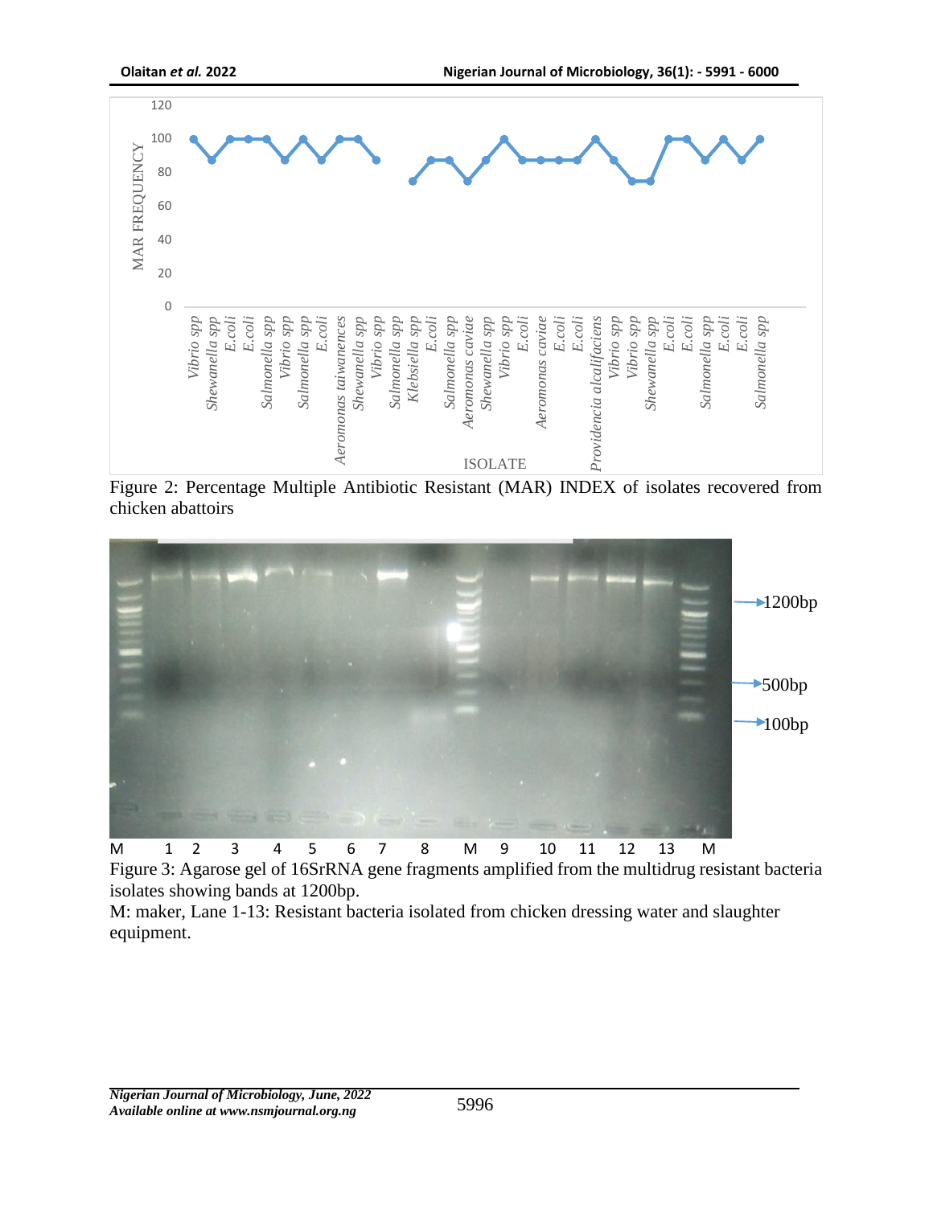Figure 2: Percentage Multiple Antibiotic Resistant (MAR) INDEX of isolates recovered from chicken abattoirs

Figure 3: Agarose gel of 16SrRNA gene fragments amplified from the multidrug resistant bacteria isolates showing bands at 1200bp.

M: maker, Lane 1-13: Resistant bacteria isolated from chicken dressing water and slaughter equipment.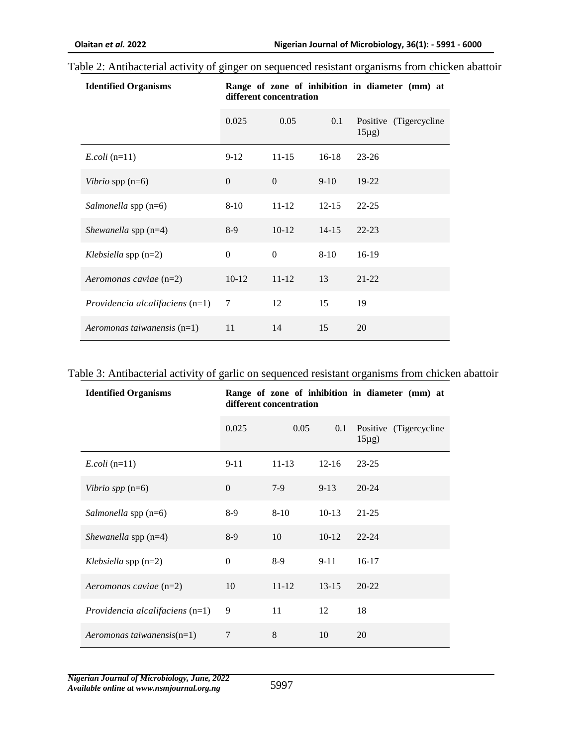Table 2: Antibacterial activity of ginger on sequenced resistant organisms from chicken abattoir

| Identified Organisms | Range of zone of inhibition in diameter (mm) at different concentration | | | |
|---|---|---|---|---|
| | 0.025 | 0.05 | 0.1 | Positive (Tigercycline 15µg) |
| *E.coli* (n=11) | 9-12 | 11-15 | 16-18 | 23-26 |
| *Vibrio* spp (n=6) | 0 | 0 | 9-10 | 19-22 |
| *Salmonella* spp (n=6) | 8-10 | 11-12 | 12-15 | 22-25 |
| *Shewanella* spp (n=4) | 8-9 | 10-12 | 14-15 | 22-23 |
| *Klebsiella* spp (n=2) | 0 | 0 | 8-10 | 16-19 |
| *Aeromonas caviae* (n=2) | 10-12 | 11-12 | 13 | 21-22 |
| *Providencia alcalifaciens* (n=1) | 7 | 12 | 15 | 19 |
| *Aeromonas taiwanensis* (n=1) | 11 | 14 | 15 | 20 |

Table 3: Antibacterial activity of garlic on sequenced resistant organisms from chicken abattoir

| Identified Organisms | Range of zone of inhibition in diameter (mm) at different concentration | | | |
|---|---|---|---|---|
| | 0.025 | 0.05 | 0.1 | Positive (Tigercycline 15µg) |
| *E.coli* (n=11) | 9-11 | 11-13 | 12-16 | 23-25 |
| *Vibrio spp* (n=6) | 0 | 7-9 | 9-13 | 20-24 |
| *Salmonella* spp (n=6) | 8-9 | 8-10 | 10-13 | 21-25 |
| *Shewanella* spp (n=4) | 8-9 | 10 | 10-12 | 22-24 |
| *Klebsiella* spp (n=2) | 0 | 8-9 | 9-11 | 16-17 |
| *Aeromonas caviae* (n=2) | 10 | 11-12 | 13-15 | 20-22 |
| *Providencia alcalifaciens* (n=1) | 9 | 11 | 12 | 18 |
| *Aeromonas taiwanensis*(n=1) | 7 | 8 | 10 | 20 |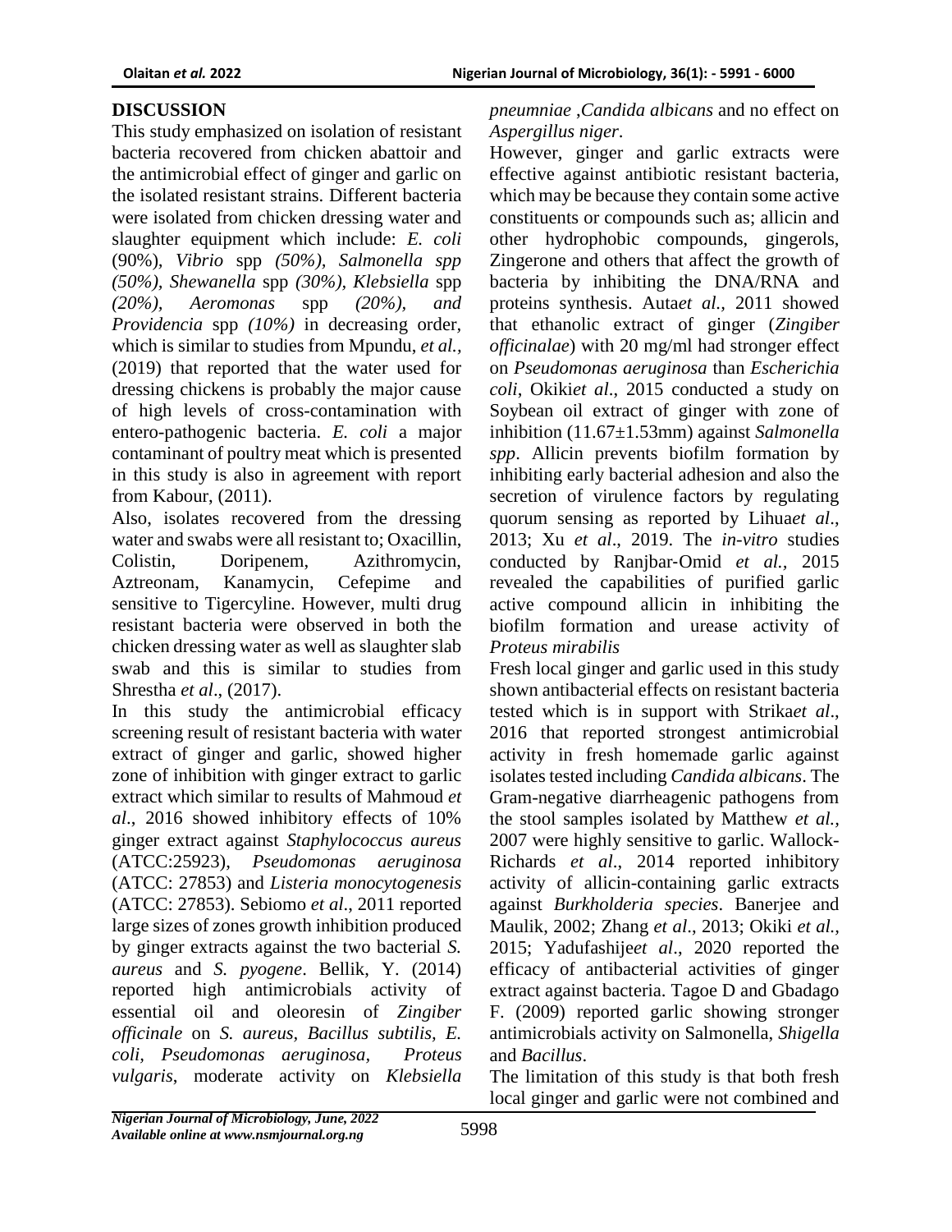## DISCUSSION

This study emphasized on isolation of resistant bacteria recovered from chicken abattoir and the antimicrobial effect of ginger and garlic on the isolated resistant strains. Different bacteria were isolated from chicken dressing water and slaughter equipment which include: *E. coli* (90%), *Vibrio* spp *(50%), Salmonella spp (50%), Shewanella* spp *(30%), Klebsiella* spp *(20%), Aeromonas* spp *(20%), and Providencia* spp *(10%)* in decreasing order, which is similar to studies from Mpundu, *et al.,* (2019) that reported that the water used for dressing chickens is probably the major cause of high levels of cross-contamination with entero-pathogenic bacteria. *E. coli* a major contaminant of poultry meat which is presented in this study is also in agreement with report from Kabour, (2011).

Also, isolates recovered from the dressing water and swabs were all resistant to; Oxacillin, Colistin, Doripenem, Azithromycin, Aztreonam, Kanamycin, Cefepime and sensitive to Tigercyline. However, multi drug resistant bacteria were observed in both the chicken dressing water as well as slaughter slab swab and this is similar to studies from Shrestha *et al*., (2017).

In this study the antimicrobial efficacy screening result of resistant bacteria with water extract of ginger and garlic, showed higher zone of inhibition with ginger extract to garlic extract which similar to results of Mahmoud *et al*., 2016 showed inhibitory effects of 10% ginger extract against *Staphylococcus aureus* (ATCC:25923), *Pseudomonas aeruginosa* (ATCC: 27853) and *Listeria monocytogenesis* (ATCC: 27853). Sebiomo *et al*., 2011 reported large sizes of zones growth inhibition produced by ginger extracts against the two bacterial *S. aureus* and *S. pyogene*. Bellik, Y. (2014) reported high antimicrobials activity of essential oil and oleoresin of *Zingiber officinale* on *S. aureus, Bacillus subtilis, E. coli, Pseudomonas aeruginosa, Proteus vulgaris*, moderate activity on *Klebsiella pneumniae ,Candida albicans* and no effect on *Aspergillus niger*.

However, ginger and garlic extracts were effective against antibiotic resistant bacteria, which may be because they contain some active constituents or compounds such as; allicin and other hydrophobic compounds, gingerols, Zingerone and others that affect the growth of bacteria by inhibiting the DNA/RNA and proteins synthesis. Auta*et al.,* 2011 showed that ethanolic extract of ginger (*Zingiber officinalae*) with 20 mg/ml had stronger effect on *Pseudomonas aeruginosa* than *Escherichia coli*, Okiki*et al*., 2015 conducted a study on Soybean oil extract of ginger with zone of inhibition (11.67±1.53mm) against *Salmonella spp*. Allicin prevents biofilm formation by inhibiting early bacterial adhesion and also the secretion of virulence factors by regulating quorum sensing as reported by Lihua*et al*., 2013; Xu *et al*., 2019. The *in-vitro* studies conducted by Ranjbar-Omid *et al.,* 2015 revealed the capabilities of purified garlic active compound allicin in inhibiting the biofilm formation and urease activity of *Proteus mirabilis*

Fresh local ginger and garlic used in this study shown antibacterial effects on resistant bacteria tested which is in support with Strika*et al*., 2016 that reported strongest antimicrobial activity in fresh homemade garlic against isolates tested including *Candida albicans*. The Gram-negative diarrheagenic pathogens from the stool samples isolated by Matthew *et al.,* 2007 were highly sensitive to garlic. Wallock-Richards *et al*., 2014 reported inhibitory activity of allicin-containing garlic extracts against *Burkholderia species*. Banerjee and Maulik, 2002; Zhang *et al*., 2013; Okiki *et al.,* 2015; Yadufashije*et al*., 2020 reported the efficacy of antibacterial activities of ginger extract against bacteria. Tagoe D and Gbadago F. (2009) reported garlic showing stronger antimicrobials activity on Salmonella, *Shigella* and *Bacillus*.

The limitation of this study is that both fresh local ginger and garlic were not combined and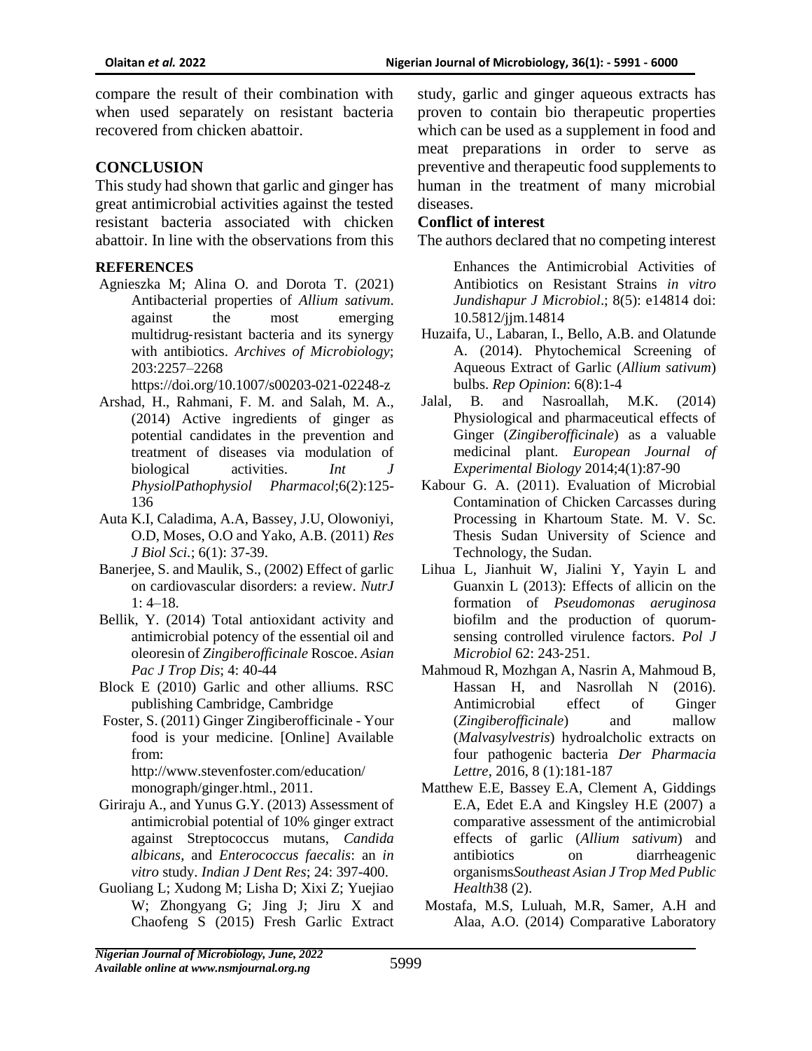compare the result of their combination with when used separately on resistant bacteria recovered from chicken abattoir.

## CONCLUSION

This study had shown that garlic and ginger has great antimicrobial activities against the tested resistant bacteria associated with chicken abattoir. In line with the observations from this study, garlic and ginger aqueous extracts has proven to contain bio therapeutic properties which can be used as a supplement in food and meat preparations in order to serve as preventive and therapeutic food supplements to human in the treatment of many microbial diseases.

### Conflict of interest

The authors declared that no competing interest

### REFERENCES

Agnieszka M; Alina O. and Dorota T. (2021) Antibacterial properties of *Allium sativum*. against the most emerging multidrug-resistant bacteria and its synergy with antibiotics. *Archives of Microbiology*; 203:2257–2268 https://doi.org/10.1007/s00203-021-02248-z

Arshad, H., Rahmani, F. M. and Salah, M. A., (2014) Active ingredients of ginger as potential candidates in the prevention and treatment of diseases via modulation of biological activities. *Int J PhysiolPathophysiol Pharmacol*;6(2):125-136

Auta K.I, Caladima, A.A, Bassey, J.U, Olowoniyi, O.D, Moses, O.O and Yako, A.B. (2011) *Res J Biol Sci.*; 6(1): 37-39.

Banerjee, S. and Maulik, S., (2002) Effect of garlic on cardiovascular disorders: a review. *NutrJ* 1: 4–18.

Bellik, Y. (2014) Total antioxidant activity and antimicrobial potency of the essential oil and oleoresin of *Zingiberofficinale* Roscoe. *Asian Pac J Trop Dis*; 4: 40-44

Block E (2010) Garlic and other alliums. RSC publishing Cambridge, Cambridge

Foster, S. (2011) Ginger Zingiberofficinale - Your food is your medicine. [Online] Available from: http://www.stevenfoster.com/education/monograph/ginger.html., 2011.

Giriraju A., and Yunus G.Y. (2013) Assessment of antimicrobial potential of 10% ginger extract against Streptococcus mutans, *Candida albicans*, and *Enterococcus faecalis*: an *in vitro* study. *Indian J Dent Res*; 24: 397-400.

Guoliang L; Xudong M; Lisha D; Xixi Z; Yuejiao W; Zhongyang G; Jing J; Jiru X and Chaofeng S (2015) Fresh Garlic Extract Enhances the Antimicrobial Activities of Antibiotics on Resistant Strains *in vitro Jundishapur J Microbiol*.; 8(5): e14814 doi: 10.5812/jjm.14814

Huzaifa, U., Labaran, I., Bello, A.B. and Olatunde A. (2014). Phytochemical Screening of Aqueous Extract of Garlic (*Allium sativum*) bulbs. *Rep Opinion*: 6(8):1-4

Jalal, B. and Nasroallah, M.K. (2014) Physiological and pharmaceutical effects of Ginger (*Zingiberofficinale*) as a valuable medicinal plant. *European Journal of Experimental Biology* 2014;4(1):87-90

Kabour G. A. (2011). Evaluation of Microbial Contamination of Chicken Carcasses during Processing in Khartoum State. M. V. Sc. Thesis Sudan University of Science and Technology, the Sudan.

Lihua L, Jianhuit W, Jialini Y, Yayin L and Guanxin L (2013): Effects of allicin on the formation of *Pseudomonas aeruginosa* biofilm and the production of quorum-sensing controlled virulence factors. *Pol J Microbiol* 62: 243-251.

Mahmoud R, Mozhgan A, Nasrin A, Mahmoud B, Hassan H, and Nasrollah N (2016). Antimicrobial effect of Ginger (*Zingiberofficinale*) and mallow (*Malvasylvestris*) hydroalcholic extracts on four pathogenic bacteria *Der Pharmacia Lettre*, 2016, 8 (1):181-187

Matthew E.E, Bassey E.A, Clement A, Giddings E.A, Edet E.A and Kingsley H.E (2007) a comparative assessment of the antimicrobial effects of garlic (*Allium sativum*) and antibiotics on diarrheagenic organisms*Southeast Asian J Trop Med Public Health*38 (2).

Mostafa, M.S, Luluah, M.R, Samer, A.H and Alaa, A.O. (2014) Comparative Laboratory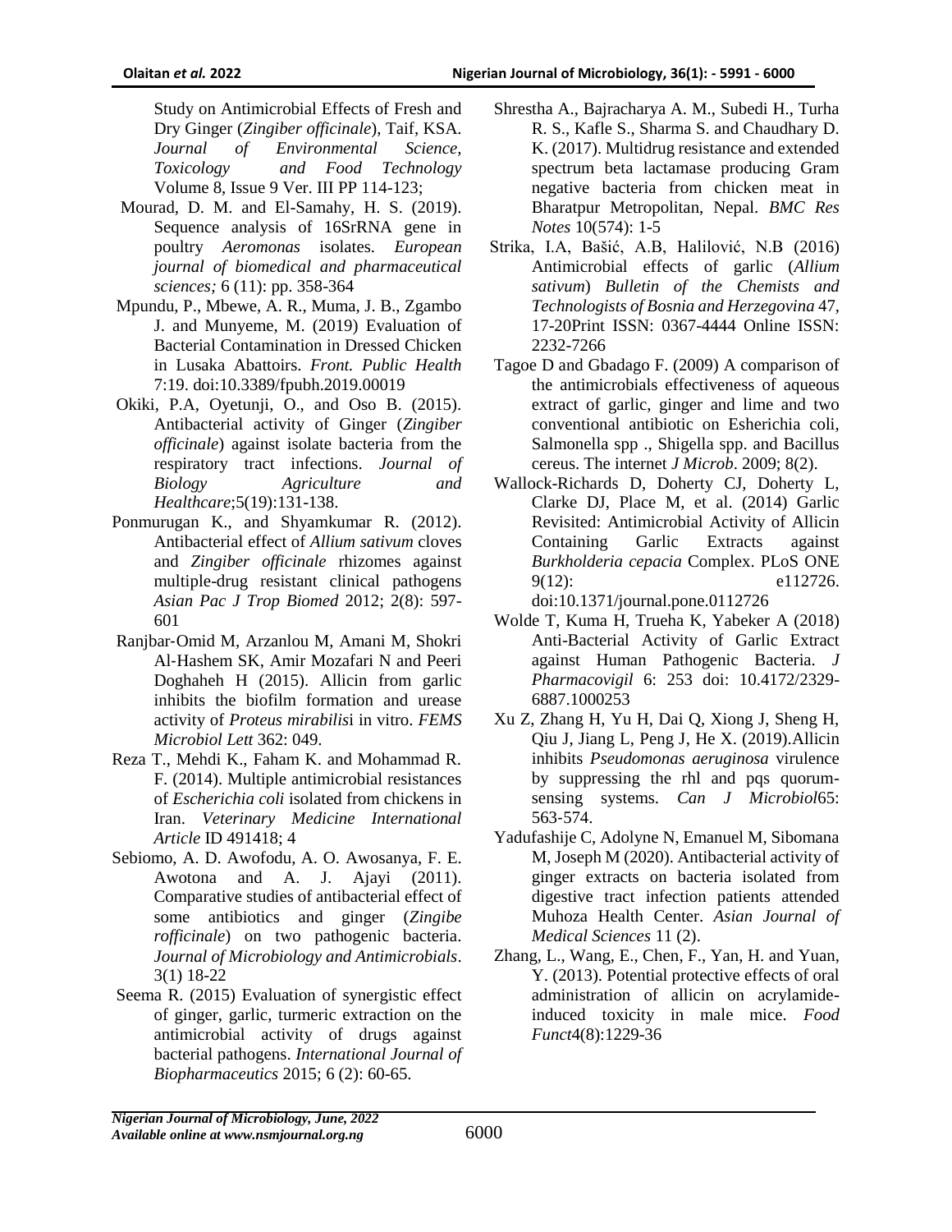Study on Antimicrobial Effects of Fresh and Dry Ginger (*Zingiber officinale*), Taif, KSA. *Journal of Environmental Science, Toxicology and Food Technology* Volume 8, Issue 9 Ver. III PP 114-123;

Mourad, D. M. and El-Samahy, H. S. (2019). Sequence analysis of 16SrRNA gene in poultry *Aeromonas* isolates. *European journal of biomedical and pharmaceutical sciences;* 6 (11): pp. 358-364

Mpundu, P., Mbewe, A. R., Muma, J. B., Zgambo J. and Munyeme, M. (2019) Evaluation of Bacterial Contamination in Dressed Chicken in Lusaka Abattoirs. *Front. Public Health* 7:19. doi:10.3389/fpubh.2019.00019

Okiki, P.A, Oyetunji, O., and Oso B. (2015). Antibacterial activity of Ginger (*Zingiber officinale*) against isolate bacteria from the respiratory tract infections. *Journal of Biology Agriculture and Healthcare*;5(19):131-138.

Ponmurugan K., and Shyamkumar R. (2012). Antibacterial effect of *Allium sativum* cloves and *Zingiber officinale* rhizomes against multiple-drug resistant clinical pathogens *Asian Pac J Trop Biomed* 2012; 2(8): 597-601

Ranjbar-Omid M, Arzanlou M, Amani M, Shokri Al-Hashem SK, Amir Mozafari N and Peeri Doghaheh H (2015). Allicin from garlic inhibits the biofilm formation and urease activity of *Proteus mirabilis*i in vitro. *FEMS Microbiol Lett* 362: 049.

Reza T., Mehdi K., Faham K. and Mohammad R. F. (2014). Multiple antimicrobial resistances of *Escherichia coli* isolated from chickens in Iran. *Veterinary Medicine International Article* ID 491418; 4

Sebiomo, A. D. Awofodu, A. O. Awosanya, F. E. Awotona and A. J. Ajayi (2011). Comparative studies of antibacterial effect of some antibiotics and ginger (*Zingibe rofficinale*) on two pathogenic bacteria. *Journal of Microbiology and Antimicrobials*. 3(1) 18-22

Seema R. (2015) Evaluation of synergistic effect of ginger, garlic, turmeric extraction on the antimicrobial activity of drugs against bacterial pathogens. *International Journal of Biopharmaceutics* 2015; 6 (2): 60-65.

Shrestha A., Bajracharya A. M., Subedi H., Turha R. S., Kafle S., Sharma S. and Chaudhary D. K. (2017). Multidrug resistance and extended spectrum beta lactamase producing Gram negative bacteria from chicken meat in Bharatpur Metropolitan, Nepal. *BMC Res Notes* 10(574): 1-5

Strika, I.A, Bašić, A.B, Halilović, N.B (2016) Antimicrobial effects of garlic (*Allium sativum*) *Bulletin of the Chemists and Technologists of Bosnia and Herzegovina* 47, 17-20Print ISSN: 0367-4444 Online ISSN: 2232-7266

Tagoe D and Gbadago F. (2009) A comparison of the antimicrobials effectiveness of aqueous extract of garlic, ginger and lime and two conventional antibiotic on Esherichia coli, Salmonella spp ., Shigella spp. and Bacillus cereus. The internet *J Microb*. 2009; 8(2).

Wallock-Richards D, Doherty CJ, Doherty L, Clarke DJ, Place M, et al. (2014) Garlic Revisited: Antimicrobial Activity of Allicin Containing Garlic Extracts against *Burkholderia cepacia* Complex. PLoS ONE 9(12): e112726. doi:10.1371/journal.pone.0112726

Wolde T, Kuma H, Trueha K, Yabeker A (2018) Anti-Bacterial Activity of Garlic Extract against Human Pathogenic Bacteria. *J Pharmacovigil* 6: 253 doi: 10.4172/2329-6887.1000253

Xu Z, Zhang H, Yu H, Dai Q, Xiong J, Sheng H, Qiu J, Jiang L, Peng J, He X. (2019).Allicin inhibits *Pseudomonas aeruginosa* virulence by suppressing the rhl and pqs quorum-sensing systems. *Can J Microbiol*65: 563-574.

Yadufashije C, Adolyne N, Emanuel M, Sibomana M, Joseph M (2020). Antibacterial activity of ginger extracts on bacteria isolated from digestive tract infection patients attended Muhoza Health Center. *Asian Journal of Medical Sciences* 11 (2).

Zhang, L., Wang, E., Chen, F., Yan, H. and Yuan, Y. (2013). Potential protective effects of oral administration of allicin on acrylamide-induced toxicity in male mice. *Food Funct*4(8):1229-36